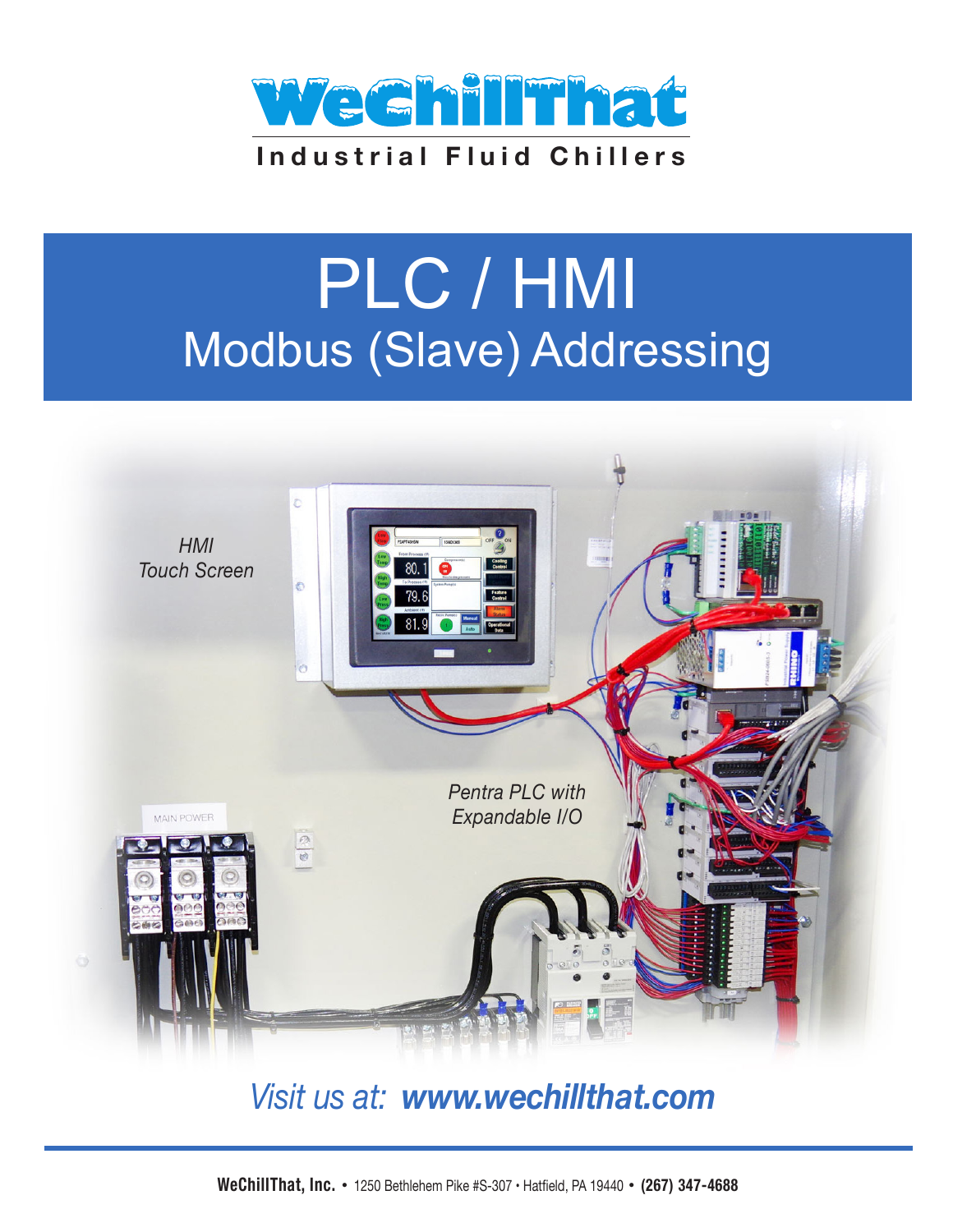# WeChillThat

**Industrial Fluid Chillers**

# PLC / HMI

## Modbus (Slave) Addressing

*HMI Touch Screen*

*Pentra PLC with Expandable I/O*

*Visit us at:* ***www.wechillthat.com***

**WeChillThat, Inc.** • 1250 Bethlehem Pike #S-307 • Hatfield, PA 19440 • **(267) 347-4688**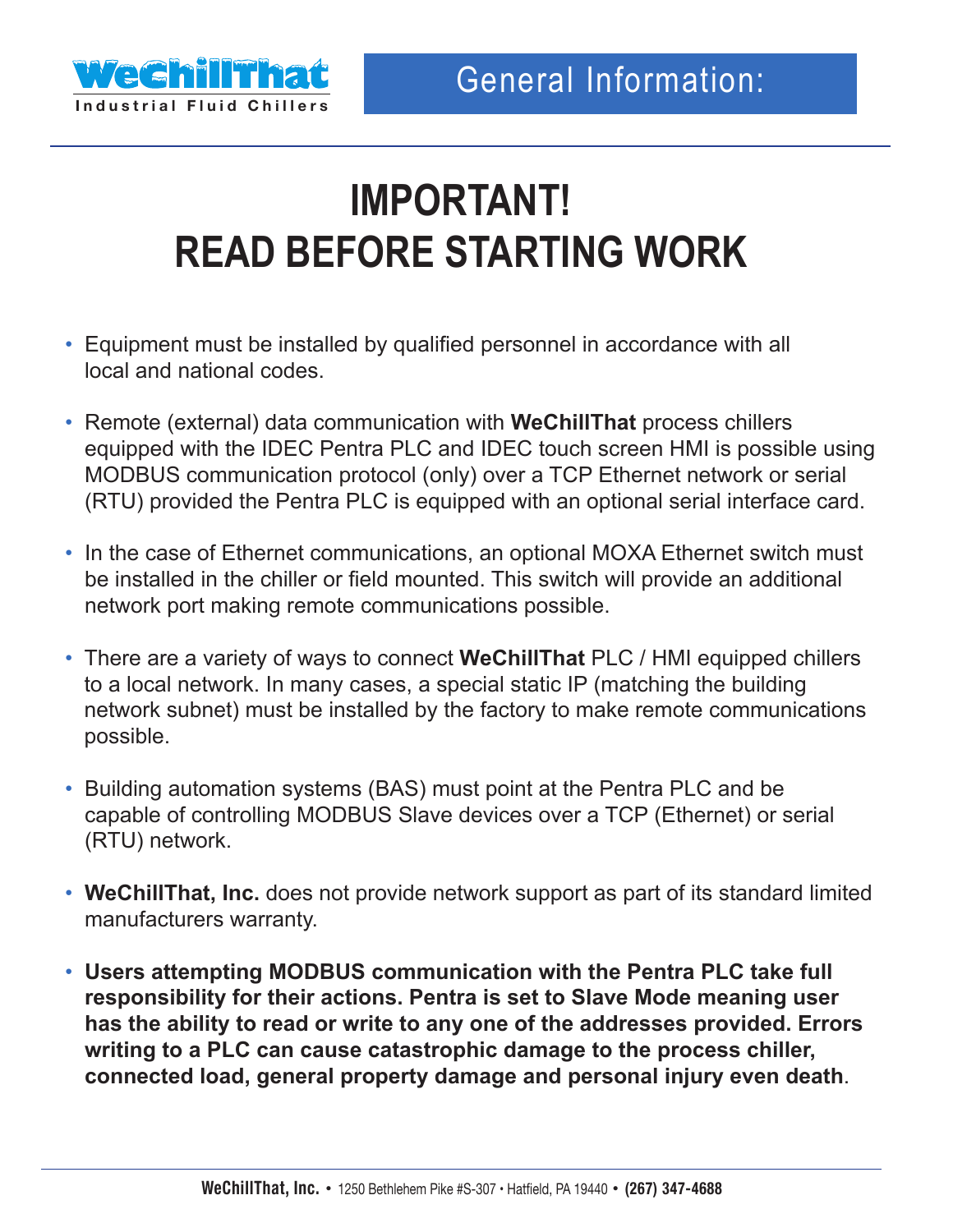# IMPORTANT!
# READ BEFORE STARTING WORK

- Equipment must be installed by qualified personnel in accordance with all local and national codes.

- Remote (external) data communication with **WeChillThat** process chillers equipped with the IDEC Pentra PLC and IDEC touch screen HMI is possible using MODBUS communication protocol (only) over a TCP Ethernet network or serial (RTU) provided the Pentra PLC is equipped with an optional serial interface card.

- In the case of Ethernet communications, an optional MOXA Ethernet switch must be installed in the chiller or field mounted. This switch will provide an additional network port making remote communications possible.

- There are a variety of ways to connect **WeChillThat** PLC / HMI equipped chillers to a local network. In many cases, a special static IP (matching the building network subnet) must be installed by the factory to make remote communications possible.

- Building automation systems (BAS) must point at the Pentra PLC and be capable of controlling MODBUS Slave devices over a TCP (Ethernet) or serial (RTU) network.

- **WeChillThat, Inc.** does not provide network support as part of its standard limited manufacturers warranty.

- **Users attempting MODBUS communication with the Pentra PLC take full responsibility for their actions. Pentra is set to Slave Mode meaning user has the ability to read or write to any one of the addresses provided. Errors writing to a PLC can cause catastrophic damage to the process chiller, connected load, general property damage and personal injury even death**.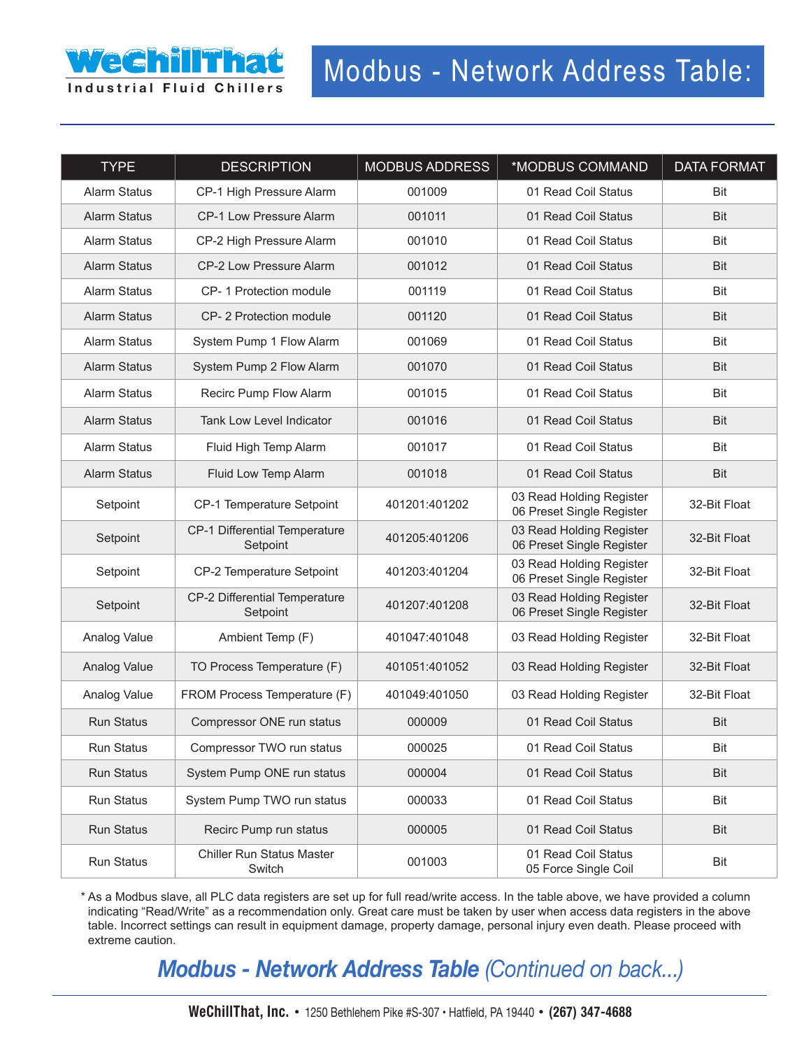# Modbus - Network Address Table:

| TYPE | DESCRIPTION | MODBUS ADDRESS | *MODBUS COMMAND | DATA FORMAT |
|---|---|---|---|---|
| Alarm Status | CP-1 High Pressure Alarm | 001009 | 01 Read Coil Status | Bit |
| Alarm Status | CP-1 Low Pressure Alarm | 001011 | 01 Read Coil Status | Bit |
| Alarm Status | CP-2 High Pressure Alarm | 001010 | 01 Read Coil Status | Bit |
| Alarm Status | CP-2 Low Pressure Alarm | 001012 | 01 Read Coil Status | Bit |
| Alarm Status | CP- 1 Protection module | 001119 | 01 Read Coil Status | Bit |
| Alarm Status | CP- 2 Protection module | 001120 | 01 Read Coil Status | Bit |
| Alarm Status | System Pump 1 Flow Alarm | 001069 | 01 Read Coil Status | Bit |
| Alarm Status | System Pump 2 Flow Alarm | 001070 | 01 Read Coil Status | Bit |
| Alarm Status | Recirc Pump Flow Alarm | 001015 | 01 Read Coil Status | Bit |
| Alarm Status | Tank Low Level Indicator | 001016 | 01 Read Coil Status | Bit |
| Alarm Status | Fluid High Temp Alarm | 001017 | 01 Read Coil Status | Bit |
| Alarm Status | Fluid Low Temp Alarm | 001018 | 01 Read Coil Status | Bit |
| Setpoint | CP-1 Temperature Setpoint | 401201:401202 | 03 Read Holding Register<br>06 Preset Single Register | 32-Bit Float |
| Setpoint | CP-1 Differential Temperature Setpoint | 401205:401206 | 03 Read Holding Register<br>06 Preset Single Register | 32-Bit Float |
| Setpoint | CP-2 Temperature Setpoint | 401203:401204 | 03 Read Holding Register<br>06 Preset Single Register | 32-Bit Float |
| Setpoint | CP-2 Differential Temperature Setpoint | 401207:401208 | 03 Read Holding Register<br>06 Preset Single Register | 32-Bit Float |
| Analog Value | Ambient Temp (F) | 401047:401048 | 03 Read Holding Register | 32-Bit Float |
| Analog Value | TO Process Temperature (F) | 401051:401052 | 03 Read Holding Register | 32-Bit Float |
| Analog Value | FROM Process Temperature (F) | 401049:401050 | 03 Read Holding Register | 32-Bit Float |
| Run Status | Compressor ONE run status | 000009 | 01 Read Coil Status | Bit |
| Run Status | Compressor TWO run status | 000025 | 01 Read Coil Status | Bit |
| Run Status | System Pump ONE run status | 000004 | 01 Read Coil Status | Bit |
| Run Status | System Pump TWO run status | 000033 | 01 Read Coil Status | Bit |
| Run Status | Recirc Pump run status | 000005 | 01 Read Coil Status | Bit |
| Run Status | Chiller Run Status Master Switch | 001003 | 01 Read Coil Status<br>05 Force Single Coil | Bit |

* As a Modbus slave, all PLC data registers are set up for full read/write access. In the table above, we have provided a column indicating "Read/Write" as a recommendation only. Great care must be taken by user when access data registers in the above table. Incorrect settings can result in equipment damage, property damage, personal injury even death. Please proceed with extreme caution.

***Modbus - Network Address Table** (Continued on back...)*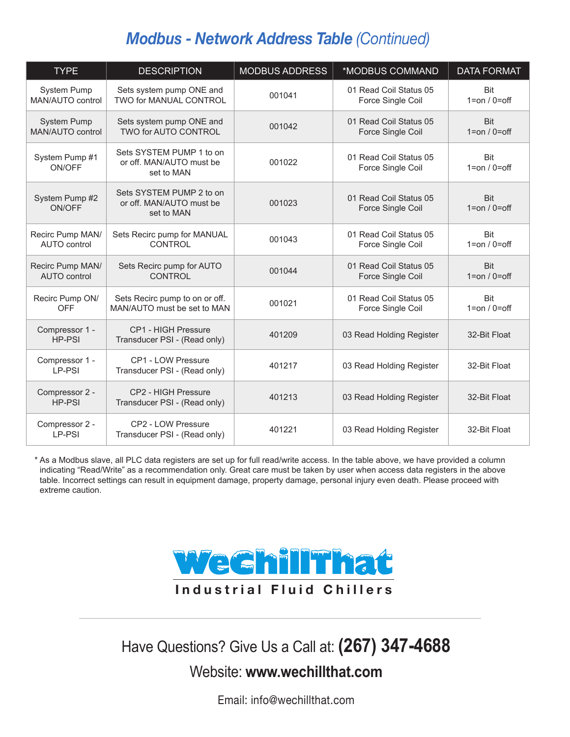# Modbus - Network Address Table *(Continued)*

| TYPE | DESCRIPTION | MODBUS ADDRESS | *MODBUS COMMAND | DATA FORMAT |
|---|---|---|---|---|
| System Pump MAN/AUTO control | Sets system pump ONE and TWO for MANUAL CONTROL | 001041 | 01 Read Coil Status 05 Force Single Coil | Bit 1=on / 0=off |
| System Pump MAN/AUTO control | Sets system pump ONE and TWO for AUTO CONTROL | 001042 | 01 Read Coil Status 05 Force Single Coil | Bit 1=on / 0=off |
| System Pump #1 ON/OFF | Sets SYSTEM PUMP 1 to on or off. MAN/AUTO must be set to MAN | 001022 | 01 Read Coil Status 05 Force Single Coil | Bit 1=on / 0=off |
| System Pump #2 ON/OFF | Sets SYSTEM PUMP 2 to on or off. MAN/AUTO must be set to MAN | 001023 | 01 Read Coil Status 05 Force Single Coil | Bit 1=on / 0=off |
| Recirc Pump MAN/ AUTO control | Sets Recirc pump for MANUAL CONTROL | 001043 | 01 Read Coil Status 05 Force Single Coil | Bit 1=on / 0=off |
| Recirc Pump MAN/ AUTO control | Sets Recirc pump for AUTO CONTROL | 001044 | 01 Read Coil Status 05 Force Single Coil | Bit 1=on / 0=off |
| Recirc Pump ON/ OFF | Sets Recirc pump to on or off. MAN/AUTO must be set to MAN | 001021 | 01 Read Coil Status 05 Force Single Coil | Bit 1=on / 0=off |
| Compressor 1 - HP-PSI | CP1 - HIGH Pressure Transducer PSI - (Read only) | 401209 | 03 Read Holding Register | 32-Bit Float |
| Compressor 1 - LP-PSI | CP1 - LOW Pressure Transducer PSI - (Read only) | 401217 | 03 Read Holding Register | 32-Bit Float |
| Compressor 2 - HP-PSI | CP2 - HIGH Pressure Transducer PSI - (Read only) | 401213 | 03 Read Holding Register | 32-Bit Float |
| Compressor 2 - LP-PSI | CP2 - LOW Pressure Transducer PSI - (Read only) | 401221 | 03 Read Holding Register | 32-Bit Float |

* As a Modbus slave, all PLC data registers are set up for full read/write access. In the table above, we have provided a column indicating "Read/Write" as a recommendation only. Great care must be taken by user when access data registers in the above table. Incorrect settings can result in equipment damage, property damage, personal injury even death. Please proceed with extreme caution.

**WeChillThat**

**Industrial Fluid Chillers**

Have Questions? Give Us a Call at: **(267) 347-4688**

Website: **www.wechillthat.com**

Email: info@wechillthat.com